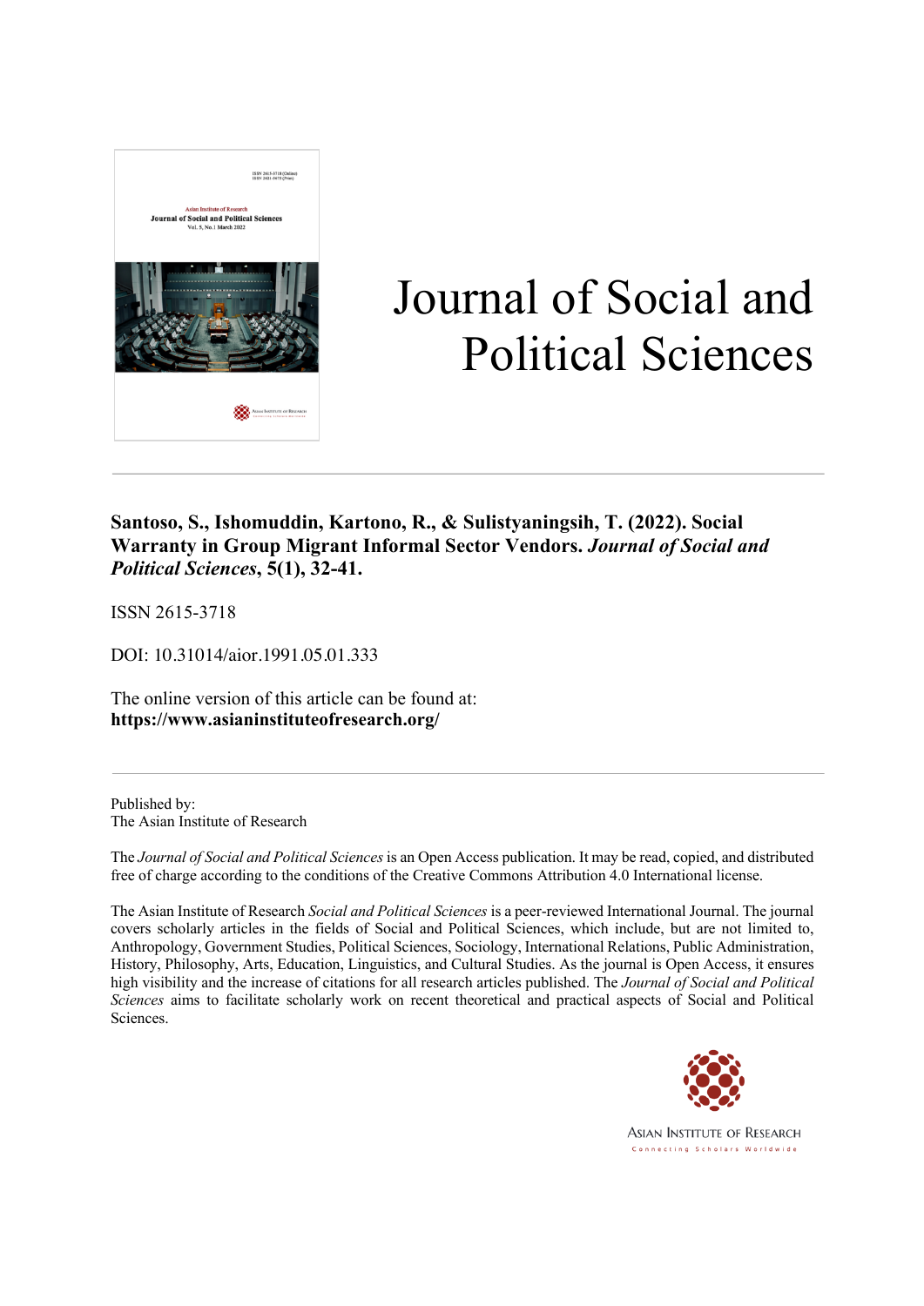# Journal of Social and Political Sciences

**Santoso, S., Ishomuddin, Kartono, R., & Sulistyaningsih, T. (2022). Social Warranty in Group Migrant Informal Sector Vendors. *Journal of Social and Political Sciences*, 5(1), 32-41.**

ISSN 2615-3718

DOI: 10.31014/aior.1991.05.01.333

The online version of this article can be found at:
**https://www.asianinstituteofresearch.org/**

Published by:
The Asian Institute of Research

The *Journal of Social and Political Sciences* is an Open Access publication. It may be read, copied, and distributed free of charge according to the conditions of the Creative Commons Attribution 4.0 International license.

The Asian Institute of Research *Social and Political Sciences* is a peer-reviewed International Journal. The journal covers scholarly articles in the fields of Social and Political Sciences, which include, but are not limited to, Anthropology, Government Studies, Political Sciences, Sociology, International Relations, Public Administration, History, Philosophy, Arts, Education, Linguistics, and Cultural Studies. As the journal is Open Access, it ensures high visibility and the increase of citations for all research articles published. The *Journal of Social and Political Sciences* aims to facilitate scholarly work on recent theoretical and practical aspects of Social and Political Sciences.

ASIAN INSTITUTE OF RESEARCH
Connecting Scholars Worldwide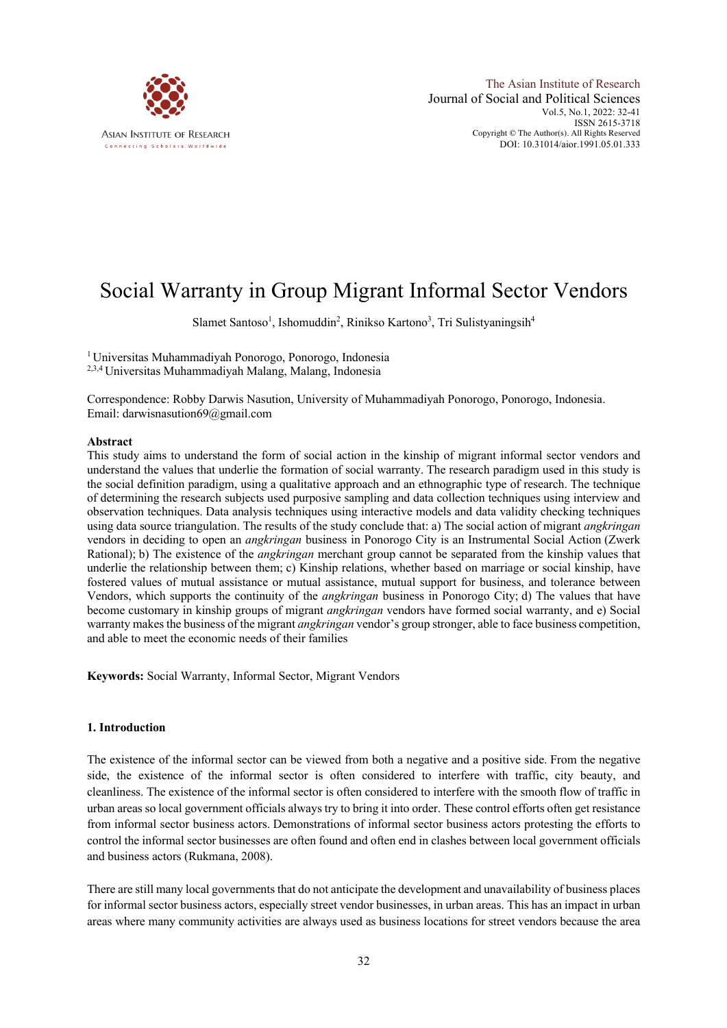# Social Warranty in Group Migrant Informal Sector Vendors

Slamet Santoso[1], Ishomuddin[2], Rinikso Kartono[3], Tri Sulistyaningsih[4]

[1] Universitas Muhammadiyah Ponorogo, Ponorogo, Indonesia
[2,3,4] Universitas Muhammadiyah Malang, Malang, Indonesia

Correspondence: Robby Darwis Nasution, University of Muhammadiyah Ponorogo, Ponorogo, Indonesia.
Email: darwisnasution69@gmail.com

## Abstract

This study aims to understand the form of social action in the kinship of migrant informal sector vendors and understand the values that underlie the formation of social warranty. The research paradigm used in this study is the social definition paradigm, using a qualitative approach and an ethnographic type of research. The technique of determining the research subjects used purposive sampling and data collection techniques using interview and observation techniques. Data analysis techniques using interactive models and data validity checking techniques using data source triangulation. The results of the study conclude that: a) The social action of migrant *angkringan* vendors in deciding to open an *angkringan* business in Ponorogo City is an Instrumental Social Action (Zwerk Rational); b) The existence of the *angkringan* merchant group cannot be separated from the kinship values that underlie the relationship between them; c) Kinship relations, whether based on marriage or social kinship, have fostered values of mutual assistance or mutual assistance, mutual support for business, and tolerance between Vendors, which supports the continuity of the *angkringan* business in Ponorogo City; d) The values that have become customary in kinship groups of migrant *angkringan* vendors have formed social warranty, and e) Social warranty makes the business of the migrant *angkringan* vendor's group stronger, able to face business competition, and able to meet the economic needs of their families

**Keywords:** Social Warranty, Informal Sector, Migrant Vendors

## 1. Introduction

The existence of the informal sector can be viewed from both a negative and a positive side. From the negative side, the existence of the informal sector is often considered to interfere with traffic, city beauty, and cleanliness. The existence of the informal sector is often considered to interfere with the smooth flow of traffic in urban areas so local government officials always try to bring it into order. These control efforts often get resistance from informal sector business actors. Demonstrations of informal sector business actors protesting the efforts to control the informal sector businesses are often found and often end in clashes between local government officials and business actors (Rukmana, 2008).

There are still many local governments that do not anticipate the development and unavailability of business places for informal sector business actors, especially street vendor businesses, in urban areas. This has an impact in urban areas where many community activities are always used as business locations for street vendors because the area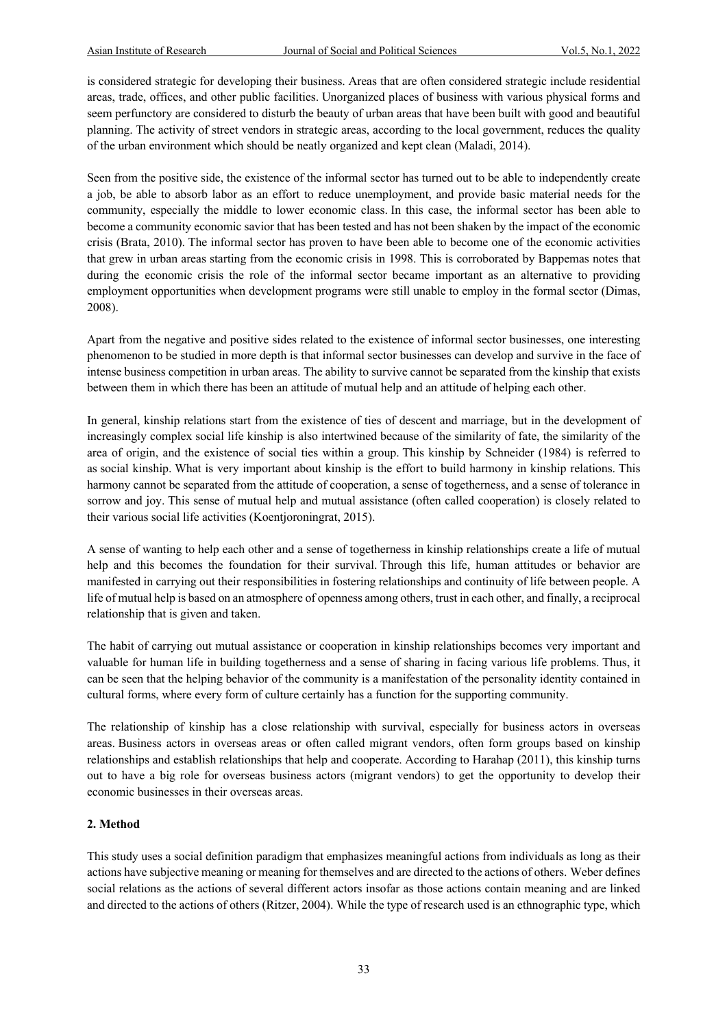is considered strategic for developing their business. Areas that are often considered strategic include residential areas, trade, offices, and other public facilities. Unorganized places of business with various physical forms and seem perfunctory are considered to disturb the beauty of urban areas that have been built with good and beautiful planning. The activity of street vendors in strategic areas, according to the local government, reduces the quality of the urban environment which should be neatly organized and kept clean (Maladi, 2014).

Seen from the positive side, the existence of the informal sector has turned out to be able to independently create a job, be able to absorb labor as an effort to reduce unemployment, and provide basic material needs for the community, especially the middle to lower economic class. In this case, the informal sector has been able to become a community economic savior that has been tested and has not been shaken by the impact of the economic crisis (Brata, 2010). The informal sector has proven to have been able to become one of the economic activities that grew in urban areas starting from the economic crisis in 1998. This is corroborated by Bappemas notes that during the economic crisis the role of the informal sector became important as an alternative to providing employment opportunities when development programs were still unable to employ in the formal sector (Dimas, 2008).

Apart from the negative and positive sides related to the existence of informal sector businesses, one interesting phenomenon to be studied in more depth is that informal sector businesses can develop and survive in the face of intense business competition in urban areas. The ability to survive cannot be separated from the kinship that exists between them in which there has been an attitude of mutual help and an attitude of helping each other.

In general, kinship relations start from the existence of ties of descent and marriage, but in the development of increasingly complex social life kinship is also intertwined because of the similarity of fate, the similarity of the area of origin, and the existence of social ties within a group. This kinship by Schneider (1984) is referred to as social kinship. What is very important about kinship is the effort to build harmony in kinship relations. This harmony cannot be separated from the attitude of cooperation, a sense of togetherness, and a sense of tolerance in sorrow and joy. This sense of mutual help and mutual assistance (often called cooperation) is closely related to their various social life activities (Koentjoroningrat, 2015).

A sense of wanting to help each other and a sense of togetherness in kinship relationships create a life of mutual help and this becomes the foundation for their survival. Through this life, human attitudes or behavior are manifested in carrying out their responsibilities in fostering relationships and continuity of life between people. A life of mutual help is based on an atmosphere of openness among others, trust in each other, and finally, a reciprocal relationship that is given and taken.

The habit of carrying out mutual assistance or cooperation in kinship relationships becomes very important and valuable for human life in building togetherness and a sense of sharing in facing various life problems. Thus, it can be seen that the helping behavior of the community is a manifestation of the personality identity contained in cultural forms, where every form of culture certainly has a function for the supporting community.

The relationship of kinship has a close relationship with survival, especially for business actors in overseas areas. Business actors in overseas areas or often called migrant vendors, often form groups based on kinship relationships and establish relationships that help and cooperate. According to Harahap (2011), this kinship turns out to have a big role for overseas business actors (migrant vendors) to get the opportunity to develop their economic businesses in their overseas areas.

## 2. Method

This study uses a social definition paradigm that emphasizes meaningful actions from individuals as long as their actions have subjective meaning or meaning for themselves and are directed to the actions of others. Weber defines social relations as the actions of several different actors insofar as those actions contain meaning and are linked and directed to the actions of others (Ritzer, 2004). While the type of research used is an ethnographic type, which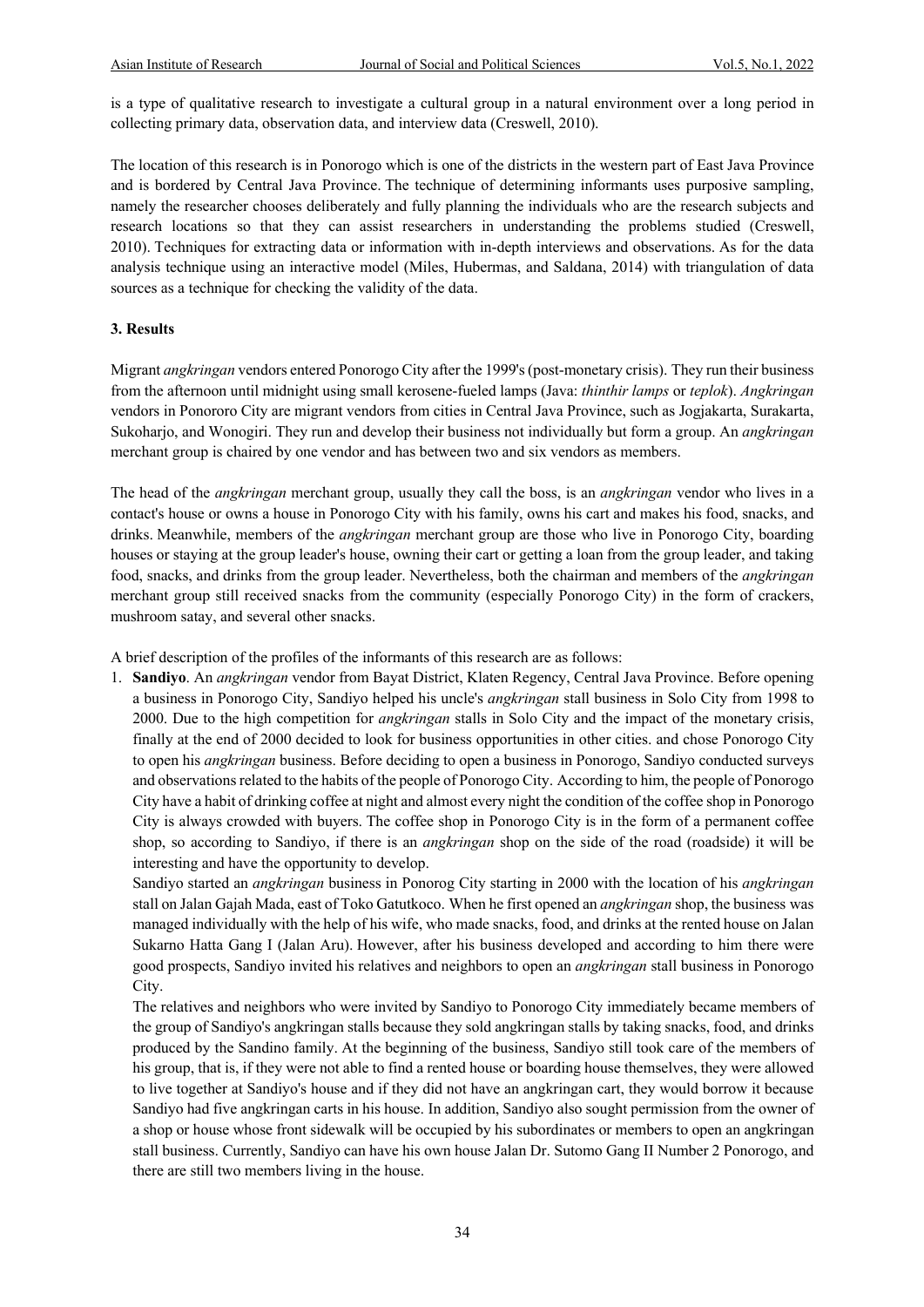is a type of qualitative research to investigate a cultural group in a natural environment over a long period in collecting primary data, observation data, and interview data (Creswell, 2010).

The location of this research is in Ponorogo which is one of the districts in the western part of East Java Province and is bordered by Central Java Province. The technique of determining informants uses purposive sampling, namely the researcher chooses deliberately and fully planning the individuals who are the research subjects and research locations so that they can assist researchers in understanding the problems studied (Creswell, 2010). Techniques for extracting data or information with in-depth interviews and observations. As for the data analysis technique using an interactive model (Miles, Hubermas, and Saldana, 2014) with triangulation of data sources as a technique for checking the validity of the data.

## 3. Results

Migrant *angkringan* vendors entered Ponorogo City after the 1999's (post-monetary crisis). They run their business from the afternoon until midnight using small kerosene-fueled lamps (Java: *thinthir lamps* or *teplok*). *Angkringan* vendors in Pononoro City are migrant vendors from cities in Central Java Province, such as Jogjakarta, Surakarta, Sukoharjo, and Wonogiri. They run and develop their business not individually but form a group. An *angkringan* merchant group is chaired by one vendor and has between two and six vendors as members.

The head of the *angkringan* merchant group, usually they call the boss, is an *angkringan* vendor who lives in a contact's house or owns a house in Ponorogo City with his family, owns his cart and makes his food, snacks, and drinks. Meanwhile, members of the *angkringan* merchant group are those who live in Ponorogo City, boarding houses or staying at the group leader's house, owning their cart or getting a loan from the group leader, and taking food, snacks, and drinks from the group leader. Nevertheless, both the chairman and members of the *angkringan* merchant group still received snacks from the community (especially Ponorogo City) in the form of crackers, mushroom satay, and several other snacks.

A brief description of the profiles of the informants of this research are as follows:

1. **Sandiyo**. An *angkringan* vendor from Bayat District, Klaten Regency, Central Java Province. Before opening a business in Ponorogo City, Sandiyo helped his uncle's *angkringan* stall business in Solo City from 1998 to 2000. Due to the high competition for *angkringan* stalls in Solo City and the impact of the monetary crisis, finally at the end of 2000 decided to look for business opportunities in other cities. and chose Ponorogo City to open his *angkringan* business. Before deciding to open a business in Ponorogo, Sandiyo conducted surveys and observations related to the habits of the people of Ponorogo City. According to him, the people of Ponorogo City have a habit of drinking coffee at night and almost every night the condition of the coffee shop in Ponorogo City is always crowded with buyers. The coffee shop in Ponorogo City is in the form of a permanent coffee shop, so according to Sandiyo, if there is an *angkringan* shop on the side of the road (roadside) it will be interesting and have the opportunity to develop.

   Sandiyo started an *angkringan* business in Ponorog City starting in 2000 with the location of his *angkringan* stall on Jalan Gajah Mada, east of Toko Gatutkoco. When he first opened an *angkringan* shop, the business was managed individually with the help of his wife, who made snacks, food, and drinks at the rented house on Jalan Sukarno Hatta Gang I (Jalan Aru). However, after his business developed and according to him there were good prospects, Sandiyo invited his relatives and neighbors to open an *angkringan* stall business in Ponorogo City.

   The relatives and neighbors who were invited by Sandiyo to Ponorogo City immediately became members of the group of Sandiyo's angkringan stalls because they sold angkringan stalls by taking snacks, food, and drinks produced by the Sandino family. At the beginning of the business, Sandiyo still took care of the members of his group, that is, if they were not able to find a rented house or boarding house themselves, they were allowed to live together at Sandiyo's house and if they did not have an angkringan cart, they would borrow it because Sandiyo had five angkringan carts in his house. In addition, Sandiyo also sought permission from the owner of a shop or house whose front sidewalk will be occupied by his subordinates or members to open an angkringan stall business. Currently, Sandiyo can have his own house Jalan Dr. Sutomo Gang II Number 2 Ponorogo, and there are still two members living in the house.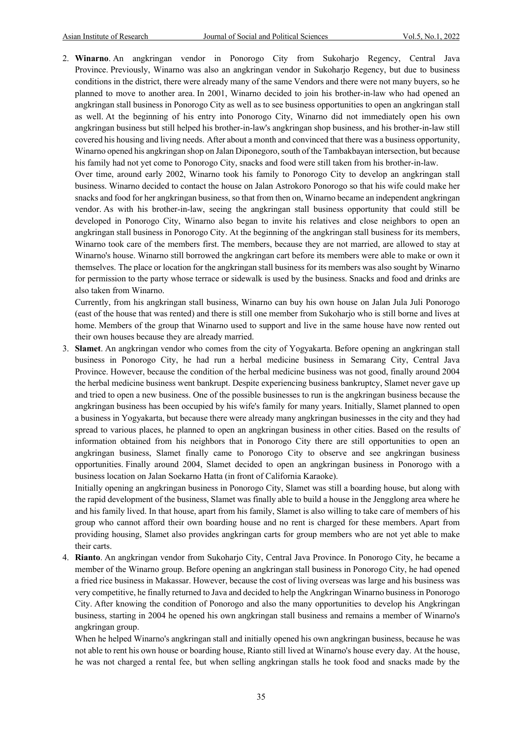2. **Winarno**. An angkringan vendor in Ponorogo City from Sukoharjo Regency, Central Java Province. Previously, Winarno was also an angkringan vendor in Sukoharjo Regency, but due to business conditions in the district, there were already many of the same Vendors and there were not many buyers, so he planned to move to another area. In 2001, Winarno decided to join his brother-in-law who had opened an angkringan stall business in Ponorogo City as well as to see business opportunities to open an angkringan stall as well. At the beginning of his entry into Ponorogo City, Winarno did not immediately open his own angkringan business but still helped his brother-in-law's angkringan shop business, and his brother-in-law still covered his housing and living needs. After about a month and convinced that there was a business opportunity, Winarno opened his angkringan shop on Jalan Diponegoro, south of the Tambakbayan intersection, but because his family had not yet come to Ponorogo City, snacks and food were still taken from his brother-in-law.

   Over time, around early 2002, Winarno took his family to Ponorogo City to develop an angkringan stall business. Winarno decided to contact the house on Jalan Astrokoro Ponorogo so that his wife could make her snacks and food for her angkringan business, so that from then on, Winarno became an independent angkringan vendor. As with his brother-in-law, seeing the angkringan stall business opportunity that could still be developed in Ponorogo City, Winarno also began to invite his relatives and close neighbors to open an angkringan stall business in Ponorogo City. At the beginning of the angkringan stall business for its members, Winarno took care of the members first. The members, because they are not married, are allowed to stay at Winarno's house. Winarno still borrowed the angkringan cart before its members were able to make or own it themselves. The place or location for the angkringan stall business for its members was also sought by Winarno for permission to the party whose terrace or sidewalk is used by the business. Snacks and food and drinks are also taken from Winarno.

   Currently, from his angkringan stall business, Winarno can buy his own house on Jalan Jula Juli Ponorogo (east of the house that was rented) and there is still one member from Sukoharjo who is still borne and lives at home. Members of the group that Winarno used to support and live in the same house have now rented out their own houses because they are already married.

3. **Slamet**. An angkringan vendor who comes from the city of Yogyakarta. Before opening an angkringan stall business in Ponorogo City, he had run a herbal medicine business in Semarang City, Central Java Province. However, because the condition of the herbal medicine business was not good, finally around 2004 the herbal medicine business went bankrupt. Despite experiencing business bankruptcy, Slamet never gave up and tried to open a new business. One of the possible businesses to run is the angkringan business because the angkringan business has been occupied by his wife's family for many years. Initially, Slamet planned to open a business in Yogyakarta, but because there were already many angkringan businesses in the city and they had spread to various places, he planned to open an angkringan business in other cities. Based on the results of information obtained from his neighbors that in Ponorogo City there are still opportunities to open an angkringan business, Slamet finally came to Ponorogo City to observe and see angkringan business opportunities. Finally around 2004, Slamet decided to open an angkringan business in Ponorogo with a business location on Jalan Soekarno Hatta (in front of California Karaoke).

   Initially opening an angkringan business in Ponorogo City, Slamet was still a boarding house, but along with the rapid development of the business, Slamet was finally able to build a house in the Jengglong area where he and his family lived. In that house, apart from his family, Slamet is also willing to take care of members of his group who cannot afford their own boarding house and no rent is charged for these members. Apart from providing housing, Slamet also provides angkringan carts for group members who are not yet able to make their carts.

4. **Rianto**. An angkringan vendor from Sukoharjo City, Central Java Province. In Ponorogo City, he became a member of the Winarno group. Before opening an angkringan stall business in Ponorogo City, he had opened a fried rice business in Makassar. However, because the cost of living overseas was large and his business was very competitive, he finally returned to Java and decided to help the Angkringan Winarno business in Ponorogo City. After knowing the condition of Ponorogo and also the many opportunities to develop his Angkringan business, starting in 2004 he opened his own angkringan stall business and remains a member of Winarno's angkringan group.

   When he helped Winarno's angkringan stall and initially opened his own angkringan business, because he was not able to rent his own house or boarding house, Rianto still lived at Winarno's house every day. At the house, he was not charged a rental fee, but when selling angkringan stalls he took food and snacks made by the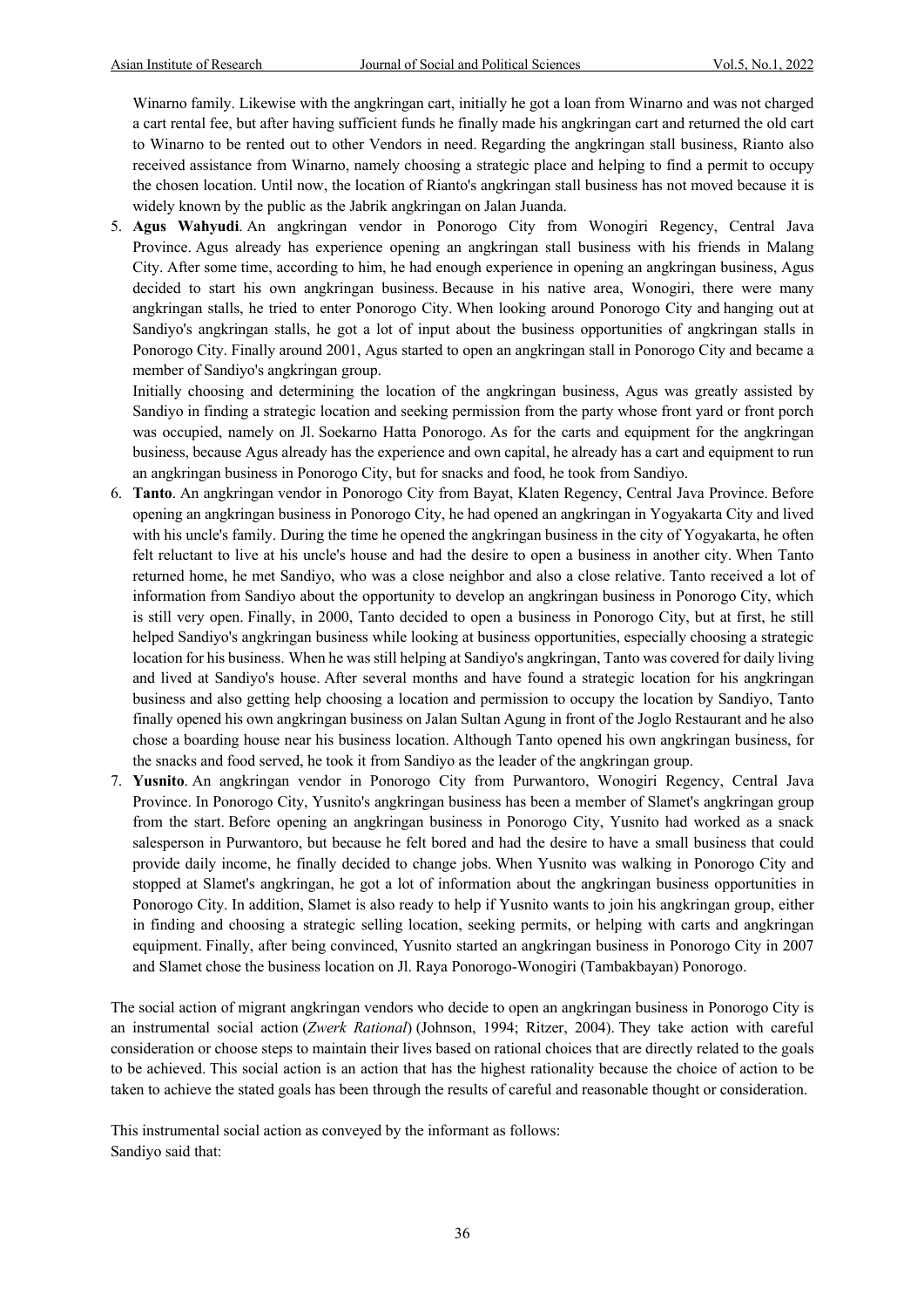Winarno family. Likewise with the angkringan cart, initially he got a loan from Winarno and was not charged a cart rental fee, but after having sufficient funds he finally made his angkringan cart and returned the old cart to Winarno to be rented out to other Vendors in need. Regarding the angkringan stall business, Rianto also received assistance from Winarno, namely choosing a strategic place and helping to find a permit to occupy the chosen location. Until now, the location of Rianto's angkringan stall business has not moved because it is widely known by the public as the Jabrik angkringan on Jalan Juanda.

5. **Agus Wahyudi**. An angkringan vendor in Ponorogo City from Wonogiri Regency, Central Java Province. Agus already has experience opening an angkringan stall business with his friends in Malang City. After some time, according to him, he had enough experience in opening an angkringan business, Agus decided to start his own angkringan business. Because in his native area, Wonogiri, there were many angkringan stalls, he tried to enter Ponorogo City. When looking around Ponorogo City and hanging out at Sandiyo's angkringan stalls, he got a lot of input about the business opportunities of angkringan stalls in Ponorogo City. Finally around 2001, Agus started to open an angkringan stall in Ponorogo City and became a member of Sandiyo's angkringan group.
   Initially choosing and determining the location of the angkringan business, Agus was greatly assisted by Sandiyo in finding a strategic location and seeking permission from the party whose front yard or front porch was occupied, namely on Jl. Soekarno Hatta Ponorogo. As for the carts and equipment for the angkringan business, because Agus already has the experience and own capital, he already has a cart and equipment to run an angkringan business in Ponorogo City, but for snacks and food, he took from Sandiyo.
6. **Tanto**. An angkringan vendor in Ponorogo City from Bayat, Klaten Regency, Central Java Province. Before opening an angkringan business in Ponorogo City, he had opened an angkringan in Yogyakarta City and lived with his uncle's family. During the time he opened the angkringan business in the city of Yogyakarta, he often felt reluctant to live at his uncle's house and had the desire to open a business in another city. When Tanto returned home, he met Sandiyo, who was a close neighbor and also a close relative. Tanto received a lot of information from Sandiyo about the opportunity to develop an angkringan business in Ponorogo City, which is still very open. Finally, in 2000, Tanto decided to open a business in Ponorogo City, but at first, he still helped Sandiyo's angkringan business while looking at business opportunities, especially choosing a strategic location for his business. When he was still helping at Sandiyo's angkringan, Tanto was covered for daily living and lived at Sandiyo's house. After several months and have found a strategic location for his angkringan business and also getting help choosing a location and permission to occupy the location by Sandiyo, Tanto finally opened his own angkringan business on Jalan Sultan Agung in front of the Joglo Restaurant and he also chose a boarding house near his business location. Although Tanto opened his own angkringan business, for the snacks and food served, he took it from Sandiyo as the leader of the angkringan group.
7. **Yusnito**. An angkringan vendor in Ponorogo City from Purwantoro, Wonogiri Regency, Central Java Province. In Ponorogo City, Yusnito's angkringan business has been a member of Slamet's angkringan group from the start. Before opening an angkringan business in Ponorogo City, Yusnito had worked as a snack salesperson in Purwantoro, but because he felt bored and had the desire to have a small business that could provide daily income, he finally decided to change jobs. When Yusnito was walking in Ponorogo City and stopped at Slamet's angkringan, he got a lot of information about the angkringan business opportunities in Ponorogo City. In addition, Slamet is also ready to help if Yusnito wants to join his angkringan group, either in finding and choosing a strategic selling location, seeking permits, or helping with carts and angkringan equipment. Finally, after being convinced, Yusnito started an angkringan business in Ponorogo City in 2007 and Slamet chose the business location on Jl. Raya Ponorogo-Wonogiri (Tambakbayan) Ponorogo.

The social action of migrant angkringan vendors who decide to open an angkringan business in Ponorogo City is an instrumental social action (*Zwerk Rational*) (Johnson, 1994; Ritzer, 2004). They take action with careful consideration or choose steps to maintain their lives based on rational choices that are directly related to the goals to be achieved. This social action is an action that has the highest rationality because the choice of action to be taken to achieve the stated goals has been through the results of careful and reasonable thought or consideration.

This instrumental social action as conveyed by the informant as follows:
Sandiyo said that: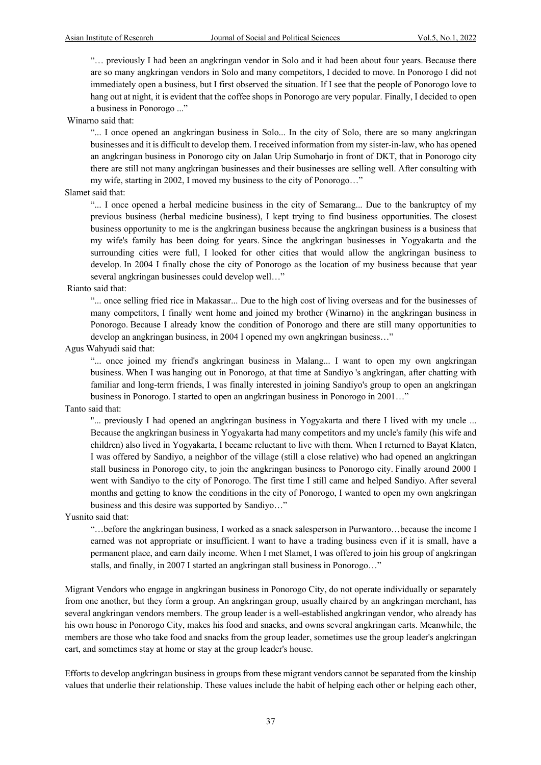> "… previously I had been an angkringan vendor in Solo and it had been about four years. Because there are so many angkringan vendors in Solo and many competitors, I decided to move. In Ponorogo I did not immediately open a business, but I first observed the situation. If I see that the people of Ponorogo love to hang out at night, it is evident that the coffee shops in Ponorogo are very popular. Finally, I decided to open a business in Ponorogo ..."

Winarno said that:

> "... I once opened an angkringan business in Solo... In the city of Solo, there are so many angkringan businesses and it is difficult to develop them. I received information from my sister-in-law, who has opened an angkringan business in Ponorogo city on Jalan Urip Sumoharjo in front of DKT, that in Ponorogo city there are still not many angkringan businesses and their businesses are selling well. After consulting with my wife, starting in 2002, I moved my business to the city of Ponorogo…"

Slamet said that:

> "... I once opened a herbal medicine business in the city of Semarang... Due to the bankruptcy of my previous business (herbal medicine business), I kept trying to find business opportunities. The closest business opportunity to me is the angkringan business because the angkringan business is a business that my wife's family has been doing for years. Since the angkringan businesses in Yogyakarta and the surrounding cities were full, I looked for other cities that would allow the angkringan business to develop. In 2004 I finally chose the city of Ponorogo as the location of my business because that year several angkringan businesses could develop well…"

Rianto said that:

> "... once selling fried rice in Makassar... Due to the high cost of living overseas and for the businesses of many competitors, I finally went home and joined my brother (Winarno) in the angkringan business in Ponorogo. Because I already know the condition of Ponorogo and there are still many opportunities to develop an angkringan business, in 2004 I opened my own angkringan business…"

Agus Wahyudi said that:

> "... once joined my friend's angkringan business in Malang... I want to open my own angkringan business. When I was hanging out in Ponorogo, at that time at Sandiyo 's angkringan, after chatting with familiar and long-term friends, I was finally interested in joining Sandiyo's group to open an angkringan business in Ponorogo. I started to open an angkringan business in Ponorogo in 2001…"

Tanto said that:

> "... previously I had opened an angkringan business in Yogyakarta and there I lived with my uncle ... Because the angkringan business in Yogyakarta had many competitors and my uncle's family (his wife and children) also lived in Yogyakarta, I became reluctant to live with them. When I returned to Bayat Klaten, I was offered by Sandiyo, a neighbor of the village (still a close relative) who had opened an angkringan stall business in Ponorogo city, to join the angkringan business to Ponorogo city. Finally around 2000 I went with Sandiyo to the city of Ponorogo. The first time I still came and helped Sandiyo. After several months and getting to know the conditions in the city of Ponorogo, I wanted to open my own angkringan business and this desire was supported by Sandiyo…"

Yusnito said that:

> "…before the angkringan business, I worked as a snack salesperson in Purwantoro…because the income I earned was not appropriate or insufficient. I want to have a trading business even if it is small, have a permanent place, and earn daily income. When I met Slamet, I was offered to join his group of angkringan stalls, and finally, in 2007 I started an angkringan stall business in Ponorogo…"

Migrant Vendors who engage in angkringan business in Ponorogo City, do not operate individually or separately from one another, but they form a group. An angkringan group, usually chaired by an angkringan merchant, has several angkringan vendors members. The group leader is a well-established angkringan vendor, who already has his own house in Ponorogo City, makes his food and snacks, and owns several angkringan carts. Meanwhile, the members are those who take food and snacks from the group leader, sometimes use the group leader's angkringan cart, and sometimes stay at home or stay at the group leader's house.

Efforts to develop angkringan business in groups from these migrant vendors cannot be separated from the kinship values that underlie their relationship. These values include the habit of helping each other or helping each other,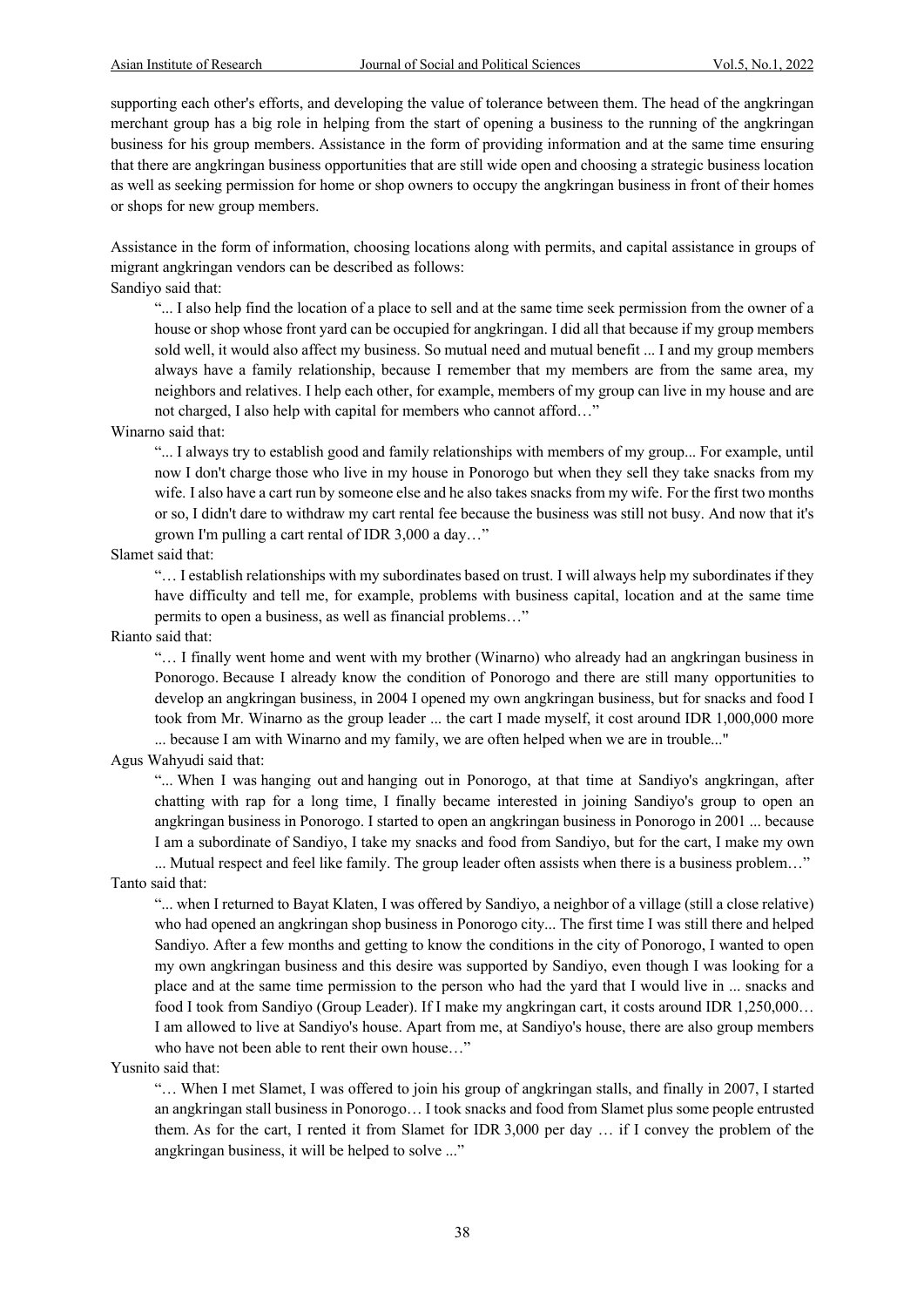supporting each other's efforts, and developing the value of tolerance between them. The head of the angkringan merchant group has a big role in helping from the start of opening a business to the running of the angkringan business for his group members. Assistance in the form of providing information and at the same time ensuring that there are angkringan business opportunities that are still wide open and choosing a strategic business location as well as seeking permission for home or shop owners to occupy the angkringan business in front of their homes or shops for new group members.

Assistance in the form of information, choosing locations along with permits, and capital assistance in groups of migrant angkringan vendors can be described as follows:

Sandiyo said that:

> "... I also help find the location of a place to sell and at the same time seek permission from the owner of a house or shop whose front yard can be occupied for angkringan. I did all that because if my group members sold well, it would also affect my business. So mutual need and mutual benefit ... I and my group members always have a family relationship, because I remember that my members are from the same area, my neighbors and relatives. I help each other, for example, members of my group can live in my house and are not charged, I also help with capital for members who cannot afford…"

Winarno said that:

> "... I always try to establish good and family relationships with members of my group... For example, until now I don't charge those who live in my house in Ponorogo but when they sell they take snacks from my wife. I also have a cart run by someone else and he also takes snacks from my wife. For the first two months or so, I didn't dare to withdraw my cart rental fee because the business was still not busy. And now that it's grown I'm pulling a cart rental of IDR 3,000 a day…"

Slamet said that:

> "… I establish relationships with my subordinates based on trust. I will always help my subordinates if they have difficulty and tell me, for example, problems with business capital, location and at the same time permits to open a business, as well as financial problems…"

Rianto said that:

> "… I finally went home and went with my brother (Winarno) who already had an angkringan business in Ponorogo. Because I already know the condition of Ponorogo and there are still many opportunities to develop an angkringan business, in 2004 I opened my own angkringan business, but for snacks and food I took from Mr. Winarno as the group leader ... the cart I made myself, it cost around IDR 1,000,000 more ... because I am with Winarno and my family, we are often helped when we are in trouble..."

Agus Wahyudi said that:

> "... When I was hanging out and hanging out in Ponorogo, at that time at Sandiyo's angkringan, after chatting with rap for a long time, I finally became interested in joining Sandiyo's group to open an angkringan business in Ponorogo. I started to open an angkringan business in Ponorogo in 2001 ... because I am a subordinate of Sandiyo, I take my snacks and food from Sandiyo, but for the cart, I make my own ... Mutual respect and feel like family. The group leader often assists when there is a business problem…"

Tanto said that:

> "... when I returned to Bayat Klaten, I was offered by Sandiyo, a neighbor of a village (still a close relative) who had opened an angkringan shop business in Ponorogo city... The first time I was still there and helped Sandiyo. After a few months and getting to know the conditions in the city of Ponorogo, I wanted to open my own angkringan business and this desire was supported by Sandiyo, even though I was looking for a place and at the same time permission to the person who had the yard that I would live in ... snacks and food I took from Sandiyo (Group Leader). If I make my angkringan cart, it costs around IDR 1,250,000… I am allowed to live at Sandiyo's house. Apart from me, at Sandiyo's house, there are also group members who have not been able to rent their own house…"

Yusnito said that:

> "… When I met Slamet, I was offered to join his group of angkringan stalls, and finally in 2007, I started an angkringan stall business in Ponorogo… I took snacks and food from Slamet plus some people entrusted them. As for the cart, I rented it from Slamet for IDR 3,000 per day … if I convey the problem of the angkringan business, it will be helped to solve ..."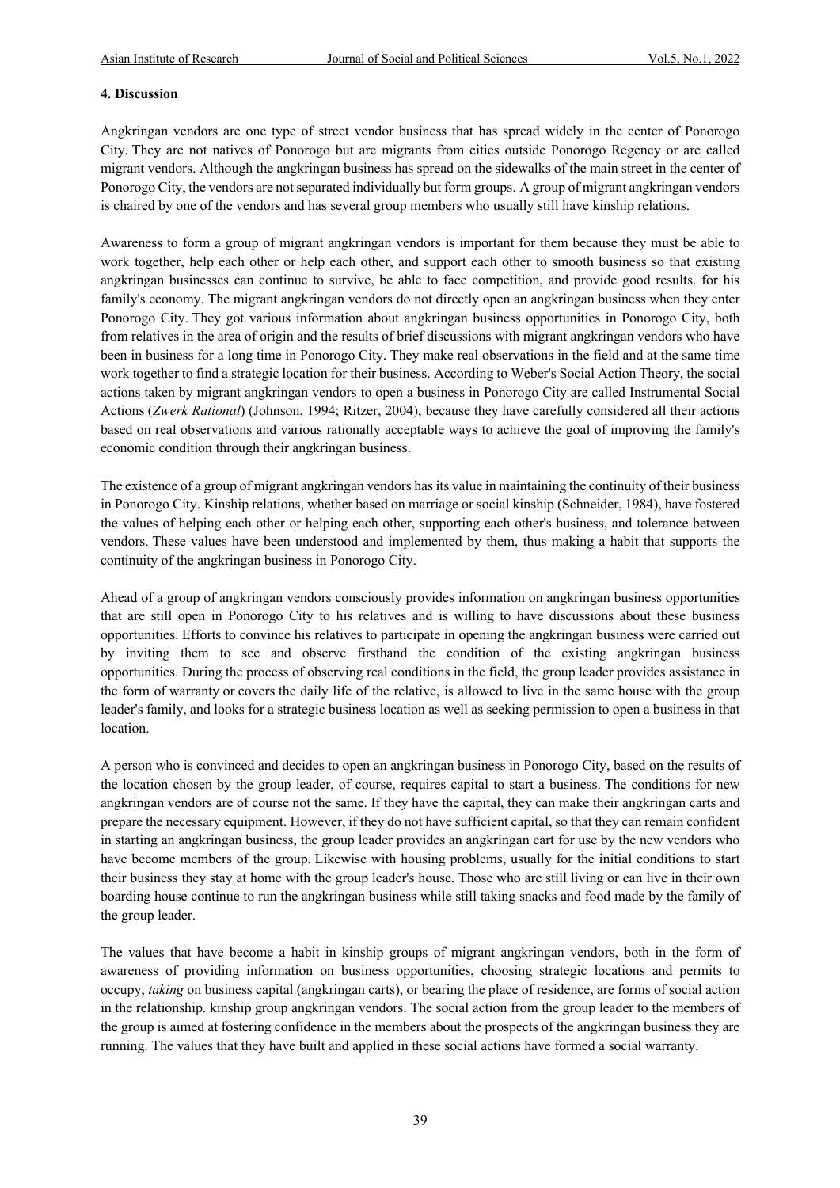#### 4. Discussion

Angkringan vendors are one type of street vendor business that has spread widely in the center of Ponorogo City. They are not natives of Ponorogo but are migrants from cities outside Ponorogo Regency or are called migrant vendors. Although the angkringan business has spread on the sidewalks of the main street in the center of Ponorogo City, the vendors are not separated individually but form groups. A group of migrant angkringan vendors is chaired by one of the vendors and has several group members who usually still have kinship relations.

Awareness to form a group of migrant angkringan vendors is important for them because they must be able to work together, help each other or help each other, and support each other to smooth business so that existing angkringan businesses can continue to survive, be able to face competition, and provide good results. for his family's economy. The migrant angkringan vendors do not directly open an angkringan business when they enter Ponorogo City. They got various information about angkringan business opportunities in Ponorogo City, both from relatives in the area of origin and the results of brief discussions with migrant angkringan vendors who have been in business for a long time in Ponorogo City. They make real observations in the field and at the same time work together to find a strategic location for their business. According to Weber's Social Action Theory, the social actions taken by migrant angkringan vendors to open a business in Ponorogo City are called Instrumental Social Actions (*Zwerk Rational*) (Johnson, 1994; Ritzer, 2004), because they have carefully considered all their actions based on real observations and various rationally acceptable ways to achieve the goal of improving the family's economic condition through their angkringan business.

The existence of a group of migrant angkringan vendors has its value in maintaining the continuity of their business in Ponorogo City. Kinship relations, whether based on marriage or social kinship (Schneider, 1984), have fostered the values of helping each other or helping each other, supporting each other's business, and tolerance between vendors. These values have been understood and implemented by them, thus making a habit that supports the continuity of the angkringan business in Ponorogo City.

Ahead of a group of angkringan vendors consciously provides information on angkringan business opportunities that are still open in Ponorogo City to his relatives and is willing to have discussions about these business opportunities. Efforts to convince his relatives to participate in opening the angkringan business were carried out by inviting them to see and observe firsthand the condition of the existing angkringan business opportunities. During the process of observing real conditions in the field, the group leader provides assistance in the form of warranty or covers the daily life of the relative, is allowed to live in the same house with the group leader's family, and looks for a strategic business location as well as seeking permission to open a business in that location.

A person who is convinced and decides to open an angkringan business in Ponorogo City, based on the results of the location chosen by the group leader, of course, requires capital to start a business. The conditions for new angkringan vendors are of course not the same. If they have the capital, they can make their angkringan carts and prepare the necessary equipment. However, if they do not have sufficient capital, so that they can remain confident in starting an angkringan business, the group leader provides an angkringan cart for use by the new vendors who have become members of the group. Likewise with housing problems, usually for the initial conditions to start their business they stay at home with the group leader's house. Those who are still living or can live in their own boarding house continue to run the angkringan business while still taking snacks and food made by the family of the group leader.

The values that have become a habit in kinship groups of migrant angkringan vendors, both in the form of awareness of providing information on business opportunities, choosing strategic locations and permits to occupy, *taking* on business capital (angkringan carts), or bearing the place of residence, are forms of social action in the relationship. kinship group angkringan vendors. The social action from the group leader to the members of the group is aimed at fostering confidence in the members about the prospects of the angkringan business they are running. The values that they have built and applied in these social actions have formed a social warranty.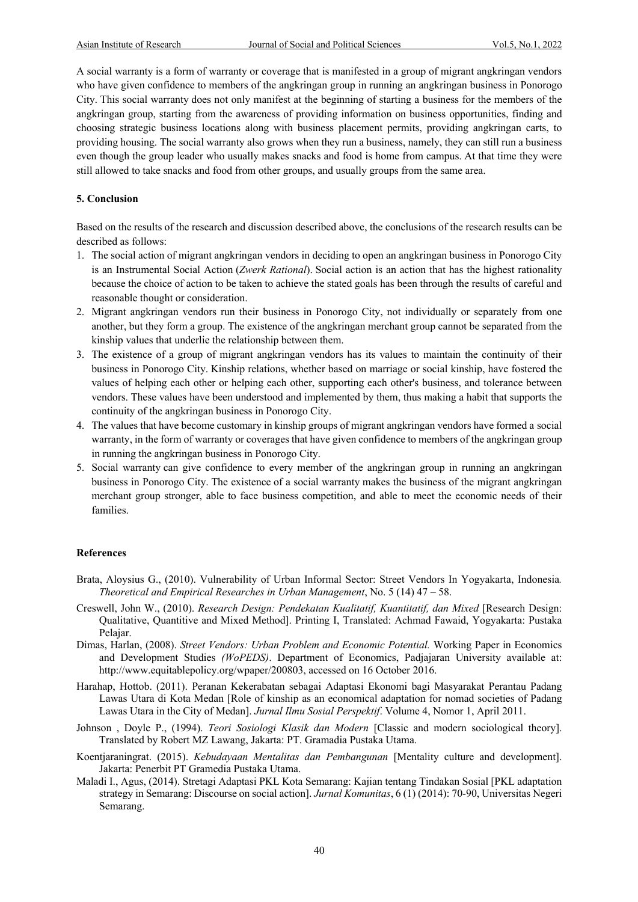A social warranty is a form of warranty or coverage that is manifested in a group of migrant angkringan vendors who have given confidence to members of the angkringan group in running an angkringan business in Ponorogo City. This social warranty does not only manifest at the beginning of starting a business for the members of the angkringan group, starting from the awareness of providing information on business opportunities, finding and choosing strategic business locations along with business placement permits, providing angkringan carts, to providing housing. The social warranty also grows when they run a business, namely, they can still run a business even though the group leader who usually makes snacks and food is home from campus. At that time they were still allowed to take snacks and food from other groups, and usually groups from the same area.

**5. Conclusion**

Based on the results of the research and discussion described above, the conclusions of the research results can be described as follows:

1. The social action of migrant angkringan vendors in deciding to open an angkringan business in Ponorogo City is an Instrumental Social Action (*Zwerk Rational*). Social action is an action that has the highest rationality because the choice of action to be taken to achieve the stated goals has been through the results of careful and reasonable thought or consideration.
2. Migrant angkringan vendors run their business in Ponorogo City, not individually or separately from one another, but they form a group. The existence of the angkringan merchant group cannot be separated from the kinship values that underlie the relationship between them.
3. The existence of a group of migrant angkringan vendors has its values to maintain the continuity of their business in Ponorogo City. Kinship relations, whether based on marriage or social kinship, have fostered the values of helping each other or helping each other, supporting each other's business, and tolerance between vendors. These values have been understood and implemented by them, thus making a habit that supports the continuity of the angkringan business in Ponorogo City.
4. The values that have become customary in kinship groups of migrant angkringan vendors have formed a social warranty, in the form of warranty or coverages that have given confidence to members of the angkringan group in running the angkringan business in Ponorogo City.
5. Social warranty can give confidence to every member of the angkringan group in running an angkringan business in Ponorogo City. The existence of a social warranty makes the business of the migrant angkringan merchant group stronger, able to face business competition, and able to meet the economic needs of their families.

**References**

Brata, Aloysius G., (2010). Vulnerability of Urban Informal Sector: Street Vendors In Yogyakarta, Indonesia*. Theoretical and Empirical Researches in Urban Management*, No. 5 (14) 47 – 58.

Creswell, John W., (2010). *Research Design: Pendekatan Kualitatif, Kuantitatif, dan Mixed* [Research Design: Qualitative, Quantitive and Mixed Method]. Printing I, Translated: Achmad Fawaid, Yogyakarta: Pustaka Pelajar.

Dimas, Harlan, (2008). *Street Vendors: Urban Problem and Economic Potential.* Working Paper in Economics and Development Studies *(WoPEDS)*. Department of Economics, Padjajaran University available at: http://www.equitablepolicy.org/wpaper/200803, accessed on 16 October 2016.

Harahap, Hottob. (2011). Peranan Kekerabatan sebagai Adaptasi Ekonomi bagi Masyarakat Perantau Padang Lawas Utara di Kota Medan [Role of kinship as an economical adaptation for nomad societies of Padang Lawas Utara in the City of Medan]. *Jurnal Ilmu Sosial Perspektif*. Volume 4, Nomor 1, April 2011.

Johnson , Doyle P., (1994). *Teori Sosiologi Klasik dan Modern* [Classic and modern sociological theory]. Translated by Robert MZ Lawang, Jakarta: PT. Gramadia Pustaka Utama.

Koentjaraningrat. (2015). *Kebudayaan Mentalitas dan Pembangunan* [Mentality culture and development]. Jakarta: Penerbit PT Gramedia Pustaka Utama.

Maladi I., Agus, (2014). Stretagi Adaptasi PKL Kota Semarang: Kajian tentang Tindakan Sosial [PKL adaptation strategy in Semarang: Discourse on social action]. *Jurnal Komunitas*, 6 (1) (2014): 70-90, Universitas Negeri Semarang.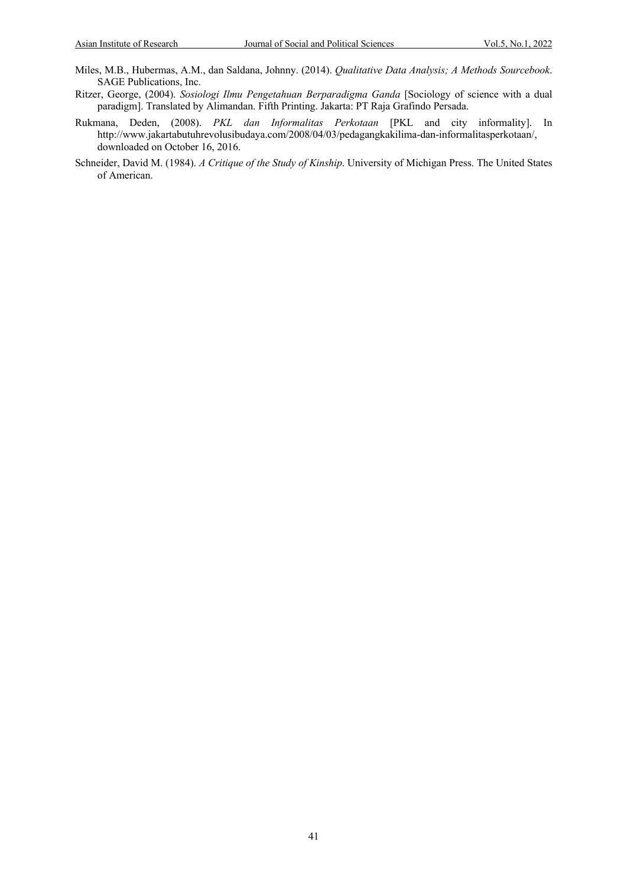Miles, M.B., Hubermas, A.M., dan Saldana, Johnny. (2014). *Qualitative Data Analysis; A Methods Sourcebook*. SAGE Publications, Inc.

Ritzer, George, (2004). *Sosiologi Ilmu Pengetahuan Berparadigma Ganda* [Sociology of science with a dual paradigm]. Translated by Alimandan. Fifth Printing. Jakarta: PT Raja Grafindo Persada.

Rukmana, Deden, (2008). *PKL dan Informalitas Perkotaan* [PKL and city informality]. In http://www.jakartabutuhrevolusibudaya.com/2008/04/03/pedagangkakilima-dan-informalitasperkotaan/, downloaded on October 16, 2016.

Schneider, David M. (1984). *A Critique of the Study of Kinship*. University of Michigan Press. The United States of American.